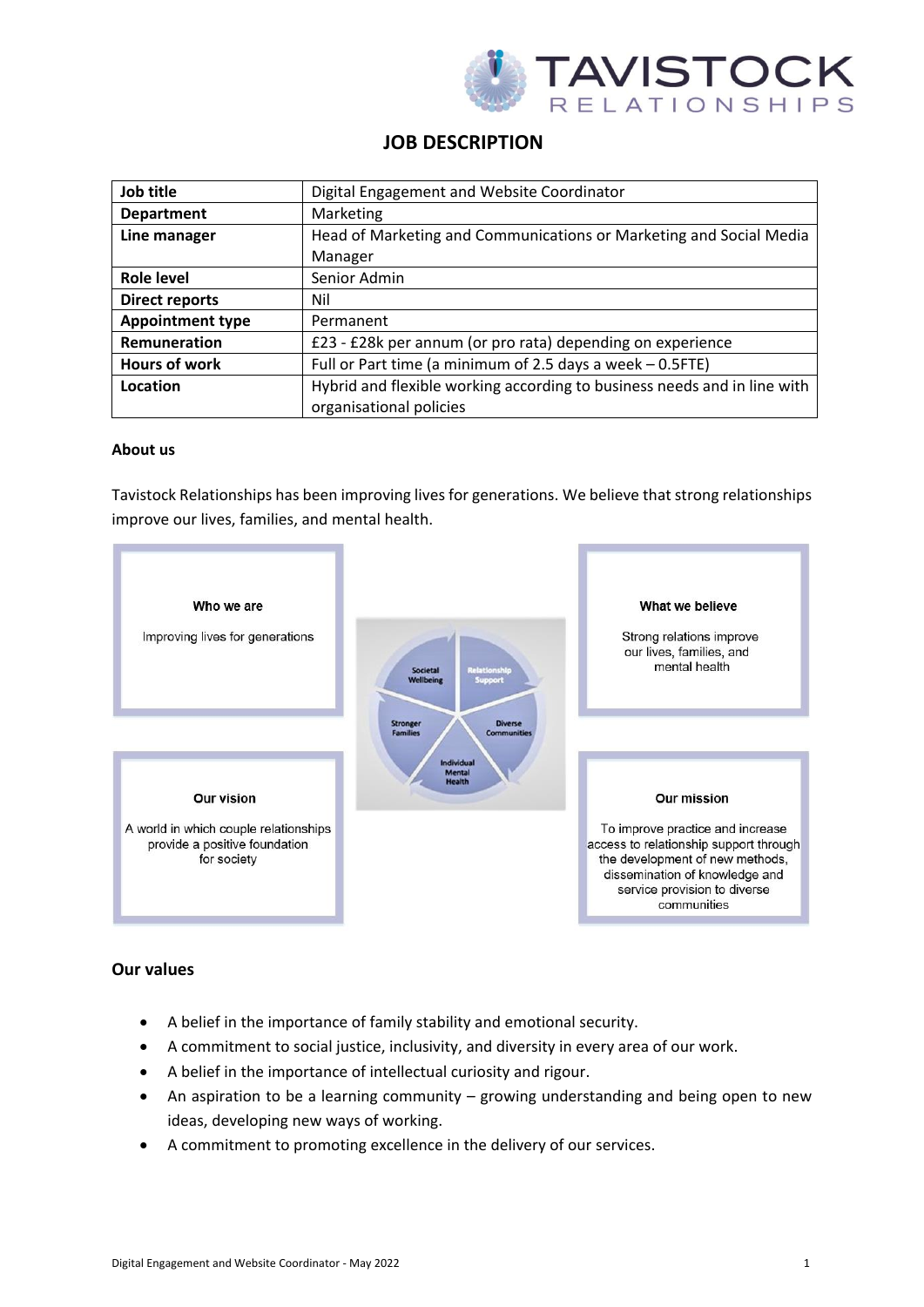# JOB DESCRIPTION

| Job title | Digital Engagement and Website Coordinator |
|---|---|
| Department | Marketing |
| Line manager | Head of Marketing and Communications or Marketing and Social Media Manager |
| Role level | Senior Admin |
| Direct reports | Nil |
| Appointment type | Permanent |
| Remuneration | £23 - £28k per annum (or pro rata) depending on experience |
| Hours of work | Full or Part time (a minimum of 2.5 days a week – 0.5FTE) |
| Location | Hybrid and flexible working according to business needs and in line with organisational policies |

**About us**

Tavistock Relationships has been improving lives for generations. We believe that strong relationships improve our lives, families, and mental health.

**Who we are**

Improving lives for generations

**What we believe**

Strong relations improve our lives, families, and mental health

Societal Wellbeing | Relationship Support | Diverse Communities | Individual Mental Health | Stronger Families

**Our vision**

A world in which couple relationships provide a positive foundation for society

**Our mission**

To improve practice and increase access to relationship support through the development of new methods, dissemination of knowledge and service provision to diverse communities

## Our values

- A belief in the importance of family stability and emotional security.
- A commitment to social justice, inclusivity, and diversity in every area of our work.
- A belief in the importance of intellectual curiosity and rigour.
- An aspiration to be a learning community – growing understanding and being open to new ideas, developing new ways of working.
- A commitment to promoting excellence in the delivery of our services.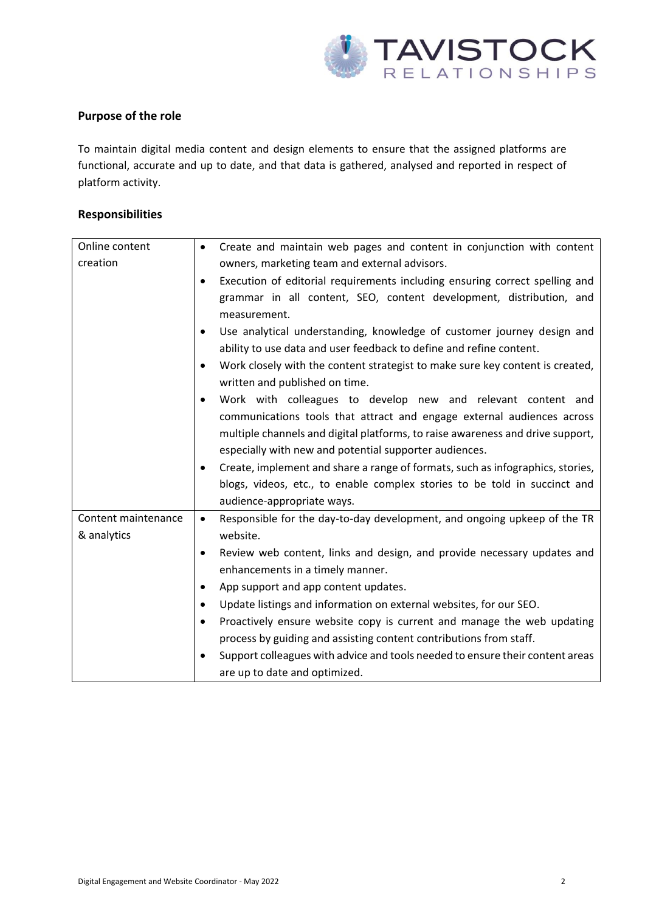## Purpose of the role

To maintain digital media content and design elements to ensure that the assigned platforms are functional, accurate and up to date, and that data is gathered, analysed and reported in respect of platform activity.

## Responsibilities

| | |
|---|---|
| Online content creation | • Create and maintain web pages and content in conjunction with content owners, marketing team and external advisors.<br>• Execution of editorial requirements including ensuring correct spelling and grammar in all content, SEO, content development, distribution, and measurement.<br>• Use analytical understanding, knowledge of customer journey design and ability to use data and user feedback to define and refine content.<br>• Work closely with the content strategist to make sure key content is created, written and published on time.<br>• Work with colleagues to develop new and relevant content and communications tools that attract and engage external audiences across multiple channels and digital platforms, to raise awareness and drive support, especially with new and potential supporter audiences.<br>• Create, implement and share a range of formats, such as infographics, stories, blogs, videos, etc., to enable complex stories to be told in succinct and audience-appropriate ways. |
| Content maintenance & analytics | • Responsible for the day-to-day development, and ongoing upkeep of the TR website.<br>• Review web content, links and design, and provide necessary updates and enhancements in a timely manner.<br>• App support and app content updates.<br>• Update listings and information on external websites, for our SEO.<br>• Proactively ensure website copy is current and manage the web updating process by guiding and assisting content contributions from staff.<br>• Support colleagues with advice and tools needed to ensure their content areas are up to date and optimized. |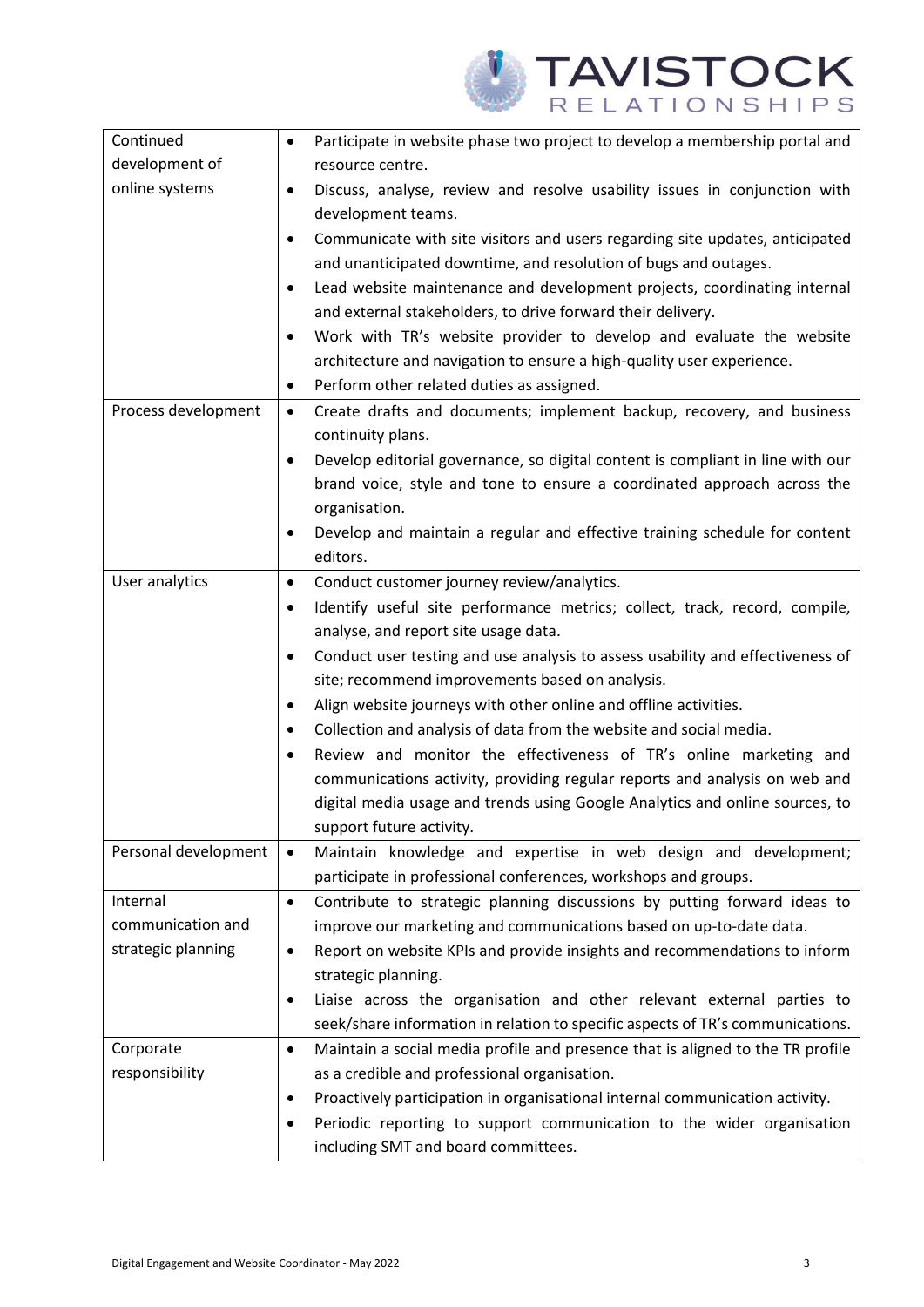| | |
|---|---|
| Continued development of online systems | • Participate in website phase two project to develop a membership portal and resource centre.<br>• Discuss, analyse, review and resolve usability issues in conjunction with development teams.<br>• Communicate with site visitors and users regarding site updates, anticipated and unanticipated downtime, and resolution of bugs and outages.<br>• Lead website maintenance and development projects, coordinating internal and external stakeholders, to drive forward their delivery.<br>• Work with TR's website provider to develop and evaluate the website architecture and navigation to ensure a high-quality user experience.<br>• Perform other related duties as assigned. |
| Process development | • Create drafts and documents; implement backup, recovery, and business continuity plans.<br>• Develop editorial governance, so digital content is compliant in line with our brand voice, style and tone to ensure a coordinated approach across the organisation.<br>• Develop and maintain a regular and effective training schedule for content editors. |
| User analytics | • Conduct customer journey review/analytics.<br>• Identify useful site performance metrics; collect, track, record, compile, analyse, and report site usage data.<br>• Conduct user testing and use analysis to assess usability and effectiveness of site; recommend improvements based on analysis.<br>• Align website journeys with other online and offline activities.<br>• Collection and analysis of data from the website and social media.<br>• Review and monitor the effectiveness of TR's online marketing and communications activity, providing regular reports and analysis on web and digital media usage and trends using Google Analytics and online sources, to support future activity. |
| Personal development | • Maintain knowledge and expertise in web design and development; participate in professional conferences, workshops and groups. |
| Internal communication and strategic planning | • Contribute to strategic planning discussions by putting forward ideas to improve our marketing and communications based on up-to-date data.<br>• Report on website KPIs and provide insights and recommendations to inform strategic planning.<br>• Liaise across the organisation and other relevant external parties to seek/share information in relation to specific aspects of TR's communications. |
| Corporate responsibility | • Maintain a social media profile and presence that is aligned to the TR profile as a credible and professional organisation.<br>• Proactively participation in organisational internal communication activity.<br>• Periodic reporting to support communication to the wider organisation including SMT and board committees. |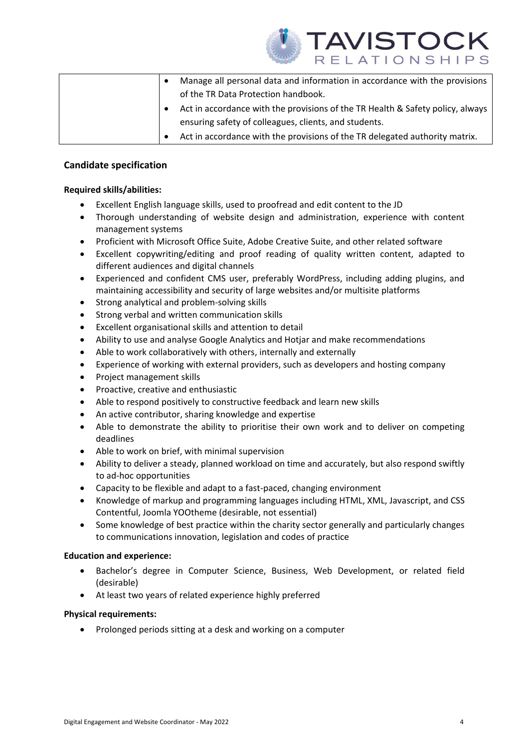| | |
|---|---|
| | • Manage all personal data and information in accordance with the provisions of the TR Data Protection handbook.<br>• Act in accordance with the provisions of the TR Health & Safety policy, always ensuring safety of colleagues, clients, and students.<br>• Act in accordance with the provisions of the TR delegated authority matrix. |

## Candidate specification

**Required skills/abilities:**

- Excellent English language skills, used to proofread and edit content to the JD
- Thorough understanding of website design and administration, experience with content management systems
- Proficient with Microsoft Office Suite, Adobe Creative Suite, and other related software
- Excellent copywriting/editing and proof reading of quality written content, adapted to different audiences and digital channels
- Experienced and confident CMS user, preferably WordPress, including adding plugins, and maintaining accessibility and security of large websites and/or multisite platforms
- Strong analytical and problem-solving skills
- Strong verbal and written communication skills
- Excellent organisational skills and attention to detail
- Ability to use and analyse Google Analytics and Hotjar and make recommendations
- Able to work collaboratively with others, internally and externally
- Experience of working with external providers, such as developers and hosting company
- Project management skills
- Proactive, creative and enthusiastic
- Able to respond positively to constructive feedback and learn new skills
- An active contributor, sharing knowledge and expertise
- Able to demonstrate the ability to prioritise their own work and to deliver on competing deadlines
- Able to work on brief, with minimal supervision
- Ability to deliver a steady, planned workload on time and accurately, but also respond swiftly to ad-hoc opportunities
- Capacity to be flexible and adapt to a fast-paced, changing environment
- Knowledge of markup and programming languages including HTML, XML, Javascript, and CSS Contentful, Joomla YOOtheme (desirable, not essential)
- Some knowledge of best practice within the charity sector generally and particularly changes to communications innovation, legislation and codes of practice

**Education and experience:**

- Bachelor's degree in Computer Science, Business, Web Development, or related field (desirable)
- At least two years of related experience highly preferred

**Physical requirements:**

- Prolonged periods sitting at a desk and working on a computer